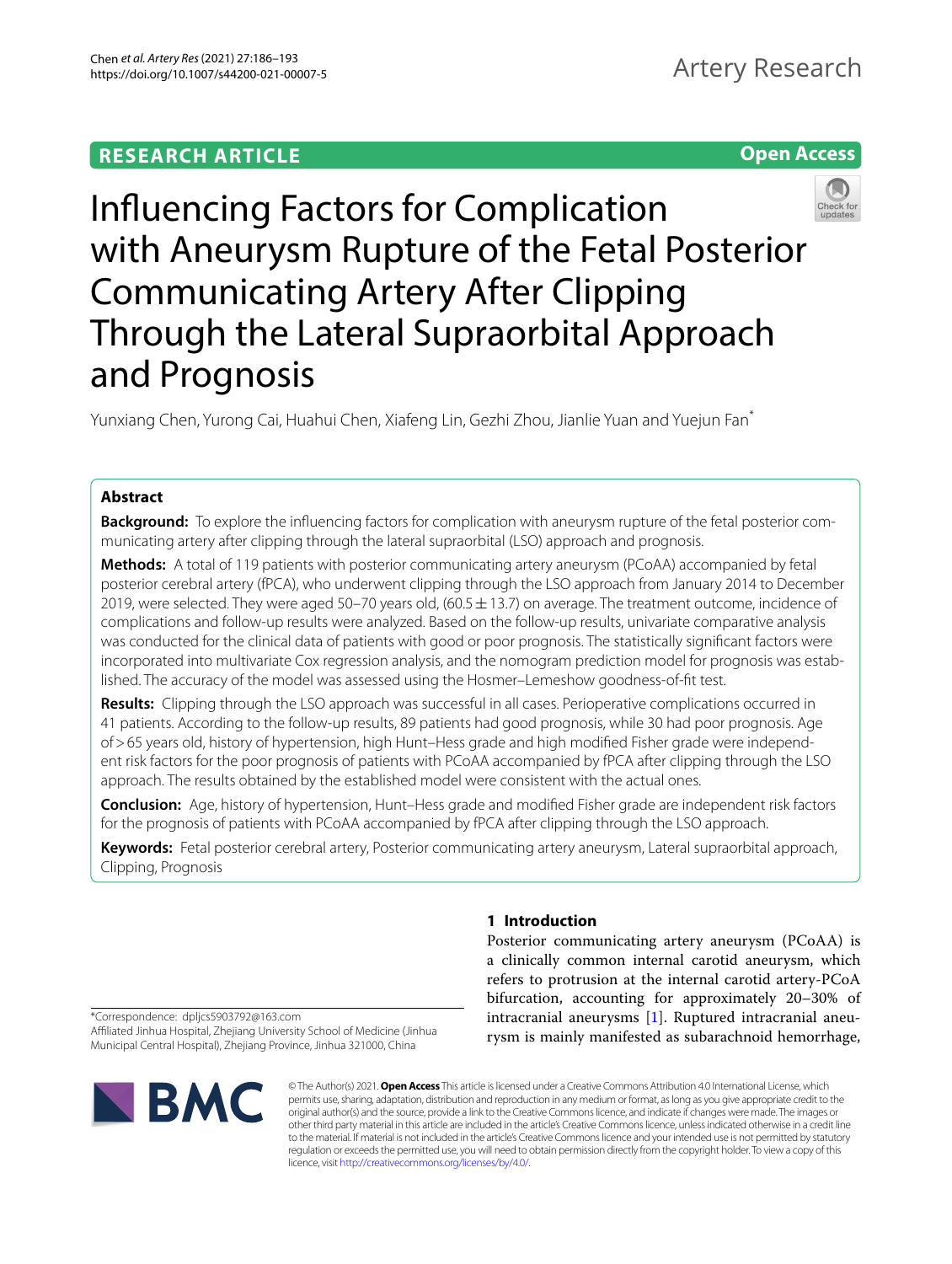RESEARCH ARTICLE

Open Access

# Influencing Factors for Complication with Aneurysm Rupture of the Fetal Posterior Communicating Artery After Clipping Through the Lateral Supraorbital Approach and Prognosis

Yunxiang Chen, Yurong Cai, Huahui Chen, Xiafeng Lin, Gezhi Zhou, Jianlie Yuan and Yuejun Fan*

## Abstract

**Background:** To explore the influencing factors for complication with aneurysm rupture of the fetal posterior communicating artery after clipping through the lateral supraorbital (LSO) approach and prognosis.

**Methods:** A total of 119 patients with posterior communicating artery aneurysm (PCoAA) accompanied by fetal posterior cerebral artery (fPCA), who underwent clipping through the LSO approach from January 2014 to December 2019, were selected. They were aged 50–70 years old, (60.5 ± 13.7) on average. The treatment outcome, incidence of complications and follow-up results were analyzed. Based on the follow-up results, univariate comparative analysis was conducted for the clinical data of patients with good or poor prognosis. The statistically significant factors were incorporated into multivariate Cox regression analysis, and the nomogram prediction model for prognosis was established. The accuracy of the model was assessed using the Hosmer–Lemeshow goodness-of-fit test.

**Results:** Clipping through the LSO approach was successful in all cases. Perioperative complications occurred in 41 patients. According to the follow-up results, 89 patients had good prognosis, while 30 had poor prognosis. Age of > 65 years old, history of hypertension, high Hunt–Hess grade and high modified Fisher grade were independent risk factors for the poor prognosis of patients with PCoAA accompanied by fPCA after clipping through the LSO approach. The results obtained by the established model were consistent with the actual ones.

**Conclusion:** Age, history of hypertension, Hunt–Hess grade and modified Fisher grade are independent risk factors for the prognosis of patients with PCoAA accompanied by fPCA after clipping through the LSO approach.

**Keywords:** Fetal posterior cerebral artery, Posterior communicating artery aneurysm, Lateral supraorbital approach, Clipping, Prognosis

## 1 Introduction

Posterior communicating artery aneurysm (PCoAA) is a clinically common internal carotid aneurysm, which refers to protrusion at the internal carotid artery-PCoA bifurcation, accounting for approximately 20–30% of intracranial aneurysms [1]. Ruptured intracranial aneurysm is mainly manifested as subarachnoid hemorrhage,

*Correspondence: dpljcs5903792@163.com
Affiliated Jinhua Hospital, Zhejiang University School of Medicine (Jinhua Municipal Central Hospital), Zhejiang Province, Jinhua 321000, China

© The Author(s) 2021. **Open Access** This article is licensed under a Creative Commons Attribution 4.0 International License, which permits use, sharing, adaptation, distribution and reproduction in any medium or format, as long as you give appropriate credit to the original author(s) and the source, provide a link to the Creative Commons licence, and indicate if changes were made. The images or other third party material in this article are included in the article's Creative Commons licence, unless indicated otherwise in a credit line to the material. If material is not included in the article's Creative Commons licence and your intended use is not permitted by statutory regulation or exceeds the permitted use, you will need to obtain permission directly from the copyright holder. To view a copy of this licence, visit http://creativecommons.org/licenses/by/4.0/.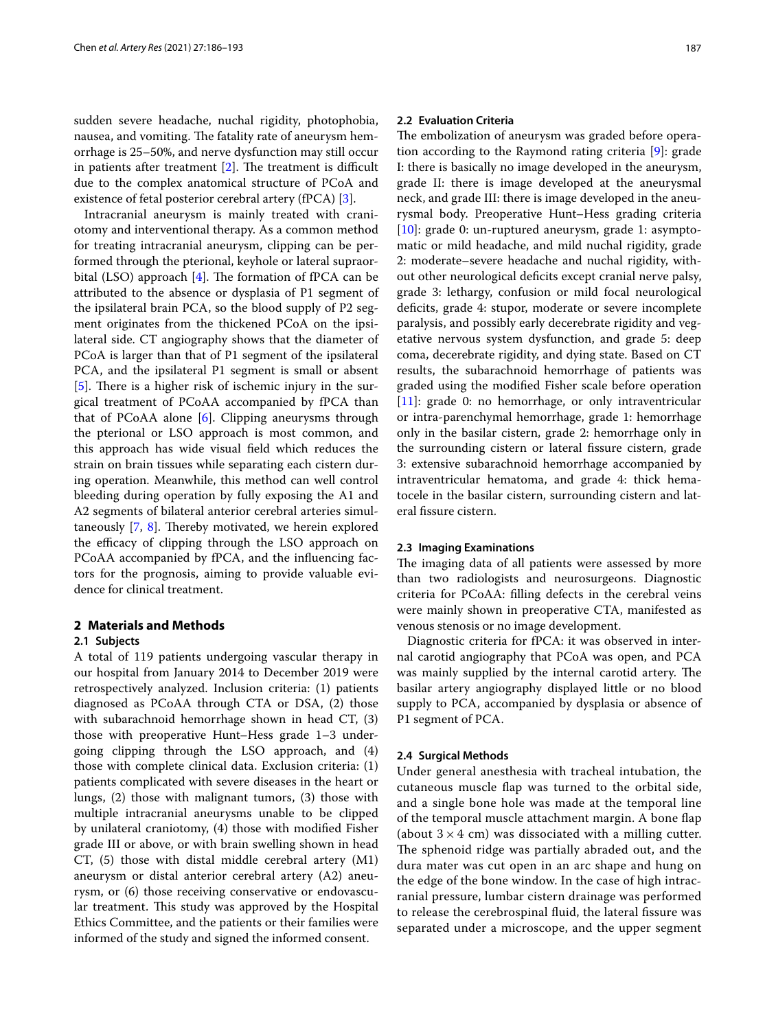sudden severe headache, nuchal rigidity, photophobia, nausea, and vomiting. The fatality rate of aneurysm hemorrhage is 25–50%, and nerve dysfunction may still occur in patients after treatment [2]. The treatment is difficult due to the complex anatomical structure of PCoA and existence of fetal posterior cerebral artery (fPCA) [3].

Intracranial aneurysm is mainly treated with craniotomy and interventional therapy. As a common method for treating intracranial aneurysm, clipping can be performed through the pterional, keyhole or lateral supraorbital (LSO) approach [4]. The formation of fPCA can be attributed to the absence or dysplasia of P1 segment of the ipsilateral brain PCA, so the blood supply of P2 segment originates from the thickened PCoA on the ipsilateral side. CT angiography shows that the diameter of PCoA is larger than that of P1 segment of the ipsilateral PCA, and the ipsilateral P1 segment is small or absent [5]. There is a higher risk of ischemic injury in the surgical treatment of PCoAA accompanied by fPCA than that of PCoAA alone [6]. Clipping aneurysms through the pterional or LSO approach is most common, and this approach has wide visual field which reduces the strain on brain tissues while separating each cistern during operation. Meanwhile, this method can well control bleeding during operation by fully exposing the A1 and A2 segments of bilateral anterior cerebral arteries simultaneously [7, 8]. Thereby motivated, we herein explored the efficacy of clipping through the LSO approach on PCoAA accompanied by fPCA, and the influencing factors for the prognosis, aiming to provide valuable evidence for clinical treatment.

## 2 Materials and Methods

### 2.1 Subjects

A total of 119 patients undergoing vascular therapy in our hospital from January 2014 to December 2019 were retrospectively analyzed. Inclusion criteria: (1) patients diagnosed as PCoAA through CTA or DSA, (2) those with subarachnoid hemorrhage shown in head CT, (3) those with preoperative Hunt–Hess grade 1–3 undergoing clipping through the LSO approach, and (4) those with complete clinical data. Exclusion criteria: (1) patients complicated with severe diseases in the heart or lungs, (2) those with malignant tumors, (3) those with multiple intracranial aneurysms unable to be clipped by unilateral craniotomy, (4) those with modified Fisher grade III or above, or with brain swelling shown in head CT, (5) those with distal middle cerebral artery (M1) aneurysm or distal anterior cerebral artery (A2) aneurysm, or (6) those receiving conservative or endovascular treatment. This study was approved by the Hospital Ethics Committee, and the patients or their families were informed of the study and signed the informed consent.

### 2.2 Evaluation Criteria

The embolization of aneurysm was graded before operation according to the Raymond rating criteria [9]: grade I: there is basically no image developed in the aneurysm, grade II: there is image developed at the aneurysmal neck, and grade III: there is image developed in the aneurysmal body. Preoperative Hunt–Hess grading criteria [10]: grade 0: un-ruptured aneurysm, grade 1: asymptomatic or mild headache, and mild nuchal rigidity, grade 2: moderate–severe headache and nuchal rigidity, without other neurological deficits except cranial nerve palsy, grade 3: lethargy, confusion or mild focal neurological deficits, grade 4: stupor, moderate or severe incomplete paralysis, and possibly early decerebrate rigidity and vegetative nervous system dysfunction, and grade 5: deep coma, decerebrate rigidity, and dying state. Based on CT results, the subarachnoid hemorrhage of patients was graded using the modified Fisher scale before operation [11]: grade 0: no hemorrhage, or only intraventricular or intra-parenchymal hemorrhage, grade 1: hemorrhage only in the basilar cistern, grade 2: hemorrhage only in the surrounding cistern or lateral fissure cistern, grade 3: extensive subarachnoid hemorrhage accompanied by intraventricular hematoma, and grade 4: thick hematocele in the basilar cistern, surrounding cistern and lateral fissure cistern.

### 2.3 Imaging Examinations

The imaging data of all patients were assessed by more than two radiologists and neurosurgeons. Diagnostic criteria for PCoAA: filling defects in the cerebral veins were mainly shown in preoperative CTA, manifested as venous stenosis or no image development.

Diagnostic criteria for fPCA: it was observed in internal carotid angiography that PCoA was open, and PCA was mainly supplied by the internal carotid artery. The basilar artery angiography displayed little or no blood supply to PCA, accompanied by dysplasia or absence of P1 segment of PCA.

### 2.4 Surgical Methods

Under general anesthesia with tracheal intubation, the cutaneous muscle flap was turned to the orbital side, and a single bone hole was made at the temporal line of the temporal muscle attachment margin. A bone flap (about $3 \times 4$ cm) was dissociated with a milling cutter. The sphenoid ridge was partially abraded out, and the dura mater was cut open in an arc shape and hung on the edge of the bone window. In the case of high intracranial pressure, lumbar cistern drainage was performed to release the cerebrospinal fluid, the lateral fissure was separated under a microscope, and the upper segment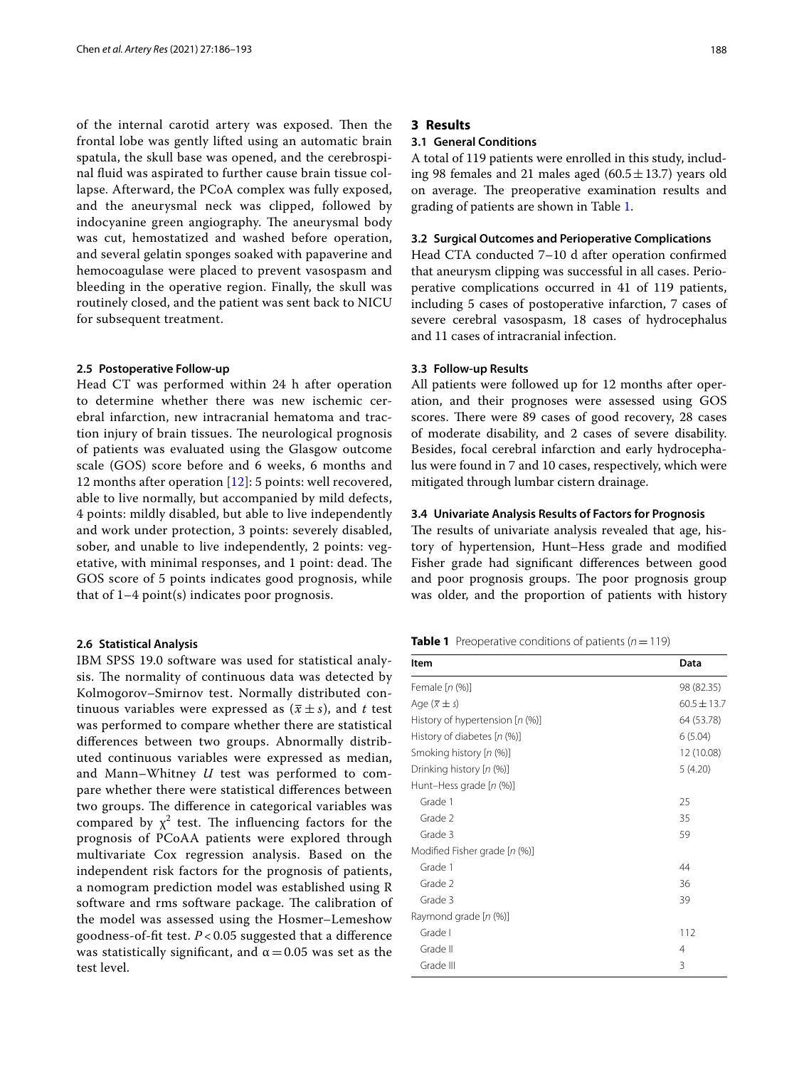of the internal carotid artery was exposed. Then the frontal lobe was gently lifted using an automatic brain spatula, the skull base was opened, and the cerebrospinal fluid was aspirated to further cause brain tissue collapse. Afterward, the PCoA complex was fully exposed, and the aneurysmal neck was clipped, followed by indocyanine green angiography. The aneurysmal body was cut, hemostatized and washed before operation, and several gelatin sponges soaked with papaverine and hemocoagulase were placed to prevent vasospasm and bleeding in the operative region. Finally, the skull was routinely closed, and the patient was sent back to NICU for subsequent treatment.

### 2.5 Postoperative Follow-up

Head CT was performed within 24 h after operation to determine whether there was new ischemic cerebral infarction, new intracranial hematoma and traction injury of brain tissues. The neurological prognosis of patients was evaluated using the Glasgow outcome scale (GOS) score before and 6 weeks, 6 months and 12 months after operation [12]: 5 points: well recovered, able to live normally, but accompanied by mild defects, 4 points: mildly disabled, but able to live independently and work under protection, 3 points: severely disabled, sober, and unable to live independently, 2 points: vegetative, with minimal responses, and 1 point: dead. The GOS score of 5 points indicates good prognosis, while that of 1–4 point(s) indicates poor prognosis.

### 2.6 Statistical Analysis

IBM SPSS 19.0 software was used for statistical analysis. The normality of continuous data was detected by Kolmogorov–Smirnov test. Normally distributed continuous variables were expressed as ($\bar{x} \pm s$), and *t* test was performed to compare whether there are statistical differences between two groups. Abnormally distributed continuous variables were expressed as median, and Mann–Whitney *U* test was performed to compare whether there were statistical differences between two groups. The difference in categorical variables was compared by $\chi^2$ test. The influencing factors for the prognosis of PCoAA patients were explored through multivariate Cox regression analysis. Based on the independent risk factors for the prognosis of patients, a nomogram prediction model was established using R software and rms software package. The calibration of the model was assessed using the Hosmer–Lemeshow goodness-of-fit test. $P < 0.05$ suggested that a difference was statistically significant, and $\alpha = 0.05$ was set as the test level.

## 3 Results

### 3.1 General Conditions

A total of 119 patients were enrolled in this study, including 98 females and 21 males aged (60.5 ± 13.7) years old on average. The preoperative examination results and grading of patients are shown in Table 1.

### 3.2 Surgical Outcomes and Perioperative Complications

Head CTA conducted 7–10 d after operation confirmed that aneurysm clipping was successful in all cases. Perioperative complications occurred in 41 of 119 patients, including 5 cases of postoperative infarction, 7 cases of severe cerebral vasospasm, 18 cases of hydrocephalus and 11 cases of intracranial infection.

### 3.3 Follow-up Results

All patients were followed up for 12 months after operation, and their prognoses were assessed using GOS scores. There were 89 cases of good recovery, 28 cases of moderate disability, and 2 cases of severe disability. Besides, focal cerebral infarction and early hydrocephalus were found in 7 and 10 cases, respectively, which were mitigated through lumbar cistern drainage.

### 3.4 Univariate Analysis Results of Factors for Prognosis

The results of univariate analysis revealed that age, history of hypertension, Hunt–Hess grade and modified Fisher grade had significant differences between good and poor prognosis groups. The poor prognosis group was older, and the proportion of patients with history

**Table 1** Preoperative conditions of patients ($n = 119$)

| Item | Data |
|---|---|
| Female [*n* (%)] | 98 (82.35) |
| Age ($\bar{x} \pm s$) | 60.5 ± 13.7 |
| History of hypertension [*n* (%)] | 64 (53.78) |
| History of diabetes [*n* (%)] | 6 (5.04) |
| Smoking history [*n* (%)] | 12 (10.08) |
| Drinking history [*n* (%)] | 5 (4.20) |
| Hunt–Hess grade [*n* (%)] | |
| Grade 1 | 25 |
| Grade 2 | 35 |
| Grade 3 | 59 |
| Modified Fisher grade [*n* (%)] | |
| Grade 1 | 44 |
| Grade 2 | 36 |
| Grade 3 | 39 |
| Raymond grade [*n* (%)] | |
| Grade I | 112 |
| Grade II | 4 |
| Grade III | 3 |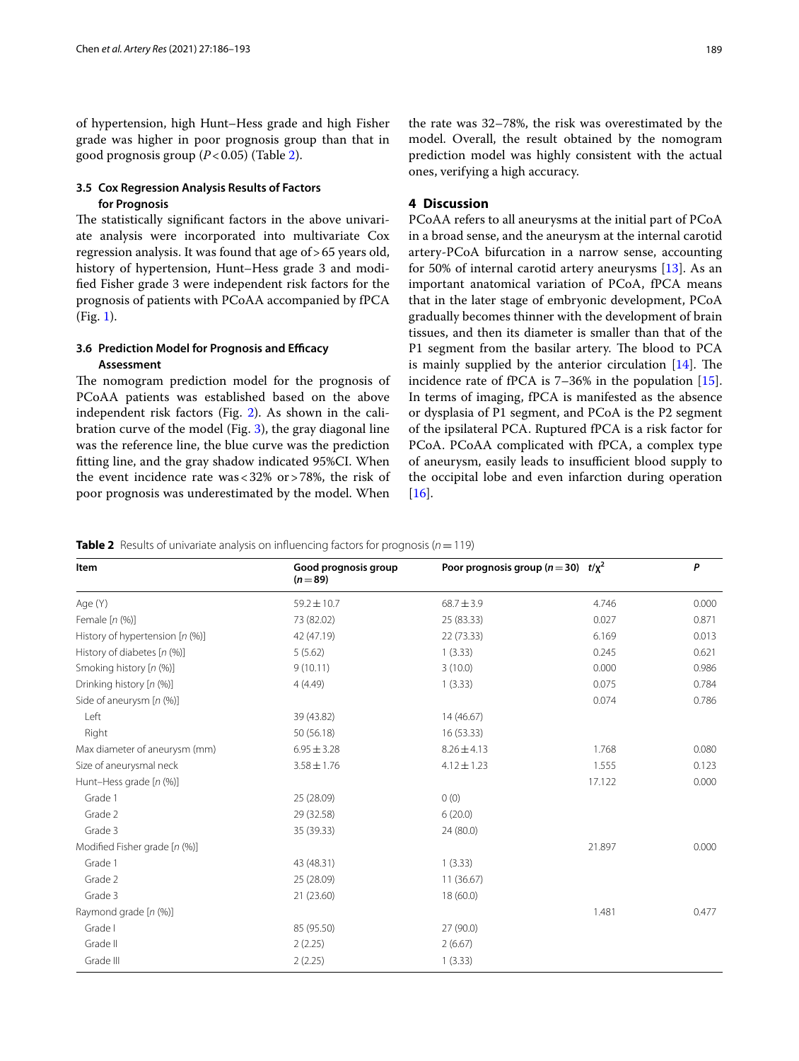of hypertension, high Hunt–Hess grade and high Fisher grade was higher in poor prognosis group than that in good prognosis group ($P<0.05$) (Table 2).

### 3.5 Cox Regression Analysis Results of Factors for Prognosis

The statistically significant factors in the above univariate analysis were incorporated into multivariate Cox regression analysis. It was found that age of > 65 years old, history of hypertension, Hunt–Hess grade 3 and modified Fisher grade 3 were independent risk factors for the prognosis of patients with PCoAA accompanied by fPCA (Fig. 1).

### 3.6 Prediction Model for Prognosis and Efficacy Assessment

The nomogram prediction model for the prognosis of PCoAA patients was established based on the above independent risk factors (Fig. 2). As shown in the calibration curve of the model (Fig. 3), the gray diagonal line was the reference line, the blue curve was the prediction fitting line, and the gray shadow indicated 95%CI. When the event incidence rate was < 32% or > 78%, the risk of poor prognosis was underestimated by the model. When the rate was 32–78%, the risk was overestimated by the model. Overall, the result obtained by the nomogram prediction model was highly consistent with the actual ones, verifying a high accuracy.

## 4 Discussion

PCoAA refers to all aneurysms at the initial part of PCoA in a broad sense, and the aneurysm at the internal carotid artery-PCoA bifurcation in a narrow sense, accounting for 50% of internal carotid artery aneurysms [13]. As an important anatomical variation of PCoA, fPCA means that in the later stage of embryonic development, PCoA gradually becomes thinner with the development of brain tissues, and then its diameter is smaller than that of the P1 segment from the basilar artery. The blood to PCA is mainly supplied by the anterior circulation [14]. The incidence rate of fPCA is 7–36% in the population [15]. In terms of imaging, fPCA is manifested as the absence or dysplasia of P1 segment, and PCoA is the P2 segment of the ipsilateral PCA. Ruptured fPCA is a risk factor for PCoAA. PCoAA complicated with fPCA, a complex type of aneurysm, easily leads to insufficient blood supply to the occipital lobe and even infarction during operation [16].

**Table 2** Results of univariate analysis on influencing factors for prognosis ($n=119$)

| Item | Good prognosis group ($n=89$) | Poor prognosis group ($n=30$) | $t/\chi^2$ | *P* |
|---|---|---|---|---|
| Age (Y) | 59.2 ± 10.7 | 68.7 ± 3.9 | 4.746 | 0.000 |
| Female [n (%)] | 73 (82.02) | 25 (83.33) | 0.027 | 0.871 |
| History of hypertension [n (%)] | 42 (47.19) | 22 (73.33) | 6.169 | 0.013 |
| History of diabetes [n (%)] | 5 (5.62) | 1 (3.33) | 0.245 | 0.621 |
| Smoking history [n (%)] | 9 (10.11) | 3 (10.0) | 0.000 | 0.986 |
| Drinking history [n (%)] | 4 (4.49) | 1 (3.33) | 0.075 | 0.784 |
| Side of aneurysm [n (%)] | | | 0.074 | 0.786 |
| Left | 39 (43.82) | 14 (46.67) | | |
| Right | 50 (56.18) | 16 (53.33) | | |
| Max diameter of aneurysm (mm) | 6.95 ± 3.28 | 8.26 ± 4.13 | 1.768 | 0.080 |
| Size of aneurysmal neck | 3.58 ± 1.76 | 4.12 ± 1.23 | 1.555 | 0.123 |
| Hunt–Hess grade [n (%)] | | | 17.122 | 0.000 |
| Grade 1 | 25 (28.09) | 0 (0) | | |
| Grade 2 | 29 (32.58) | 6 (20.0) | | |
| Grade 3 | 35 (39.33) | 24 (80.0) | | |
| Modified Fisher grade [n (%)] | | | 21.897 | 0.000 |
| Grade 1 | 43 (48.31) | 1 (3.33) | | |
| Grade 2 | 25 (28.09) | 11 (36.67) | | |
| Grade 3 | 21 (23.60) | 18 (60.0) | | |
| Raymond grade [n (%)] | | | 1.481 | 0.477 |
| Grade I | 85 (95.50) | 27 (90.0) | | |
| Grade II | 2 (2.25) | 2 (6.67) | | |
| Grade III | 2 (2.25) | 1 (3.33) | | |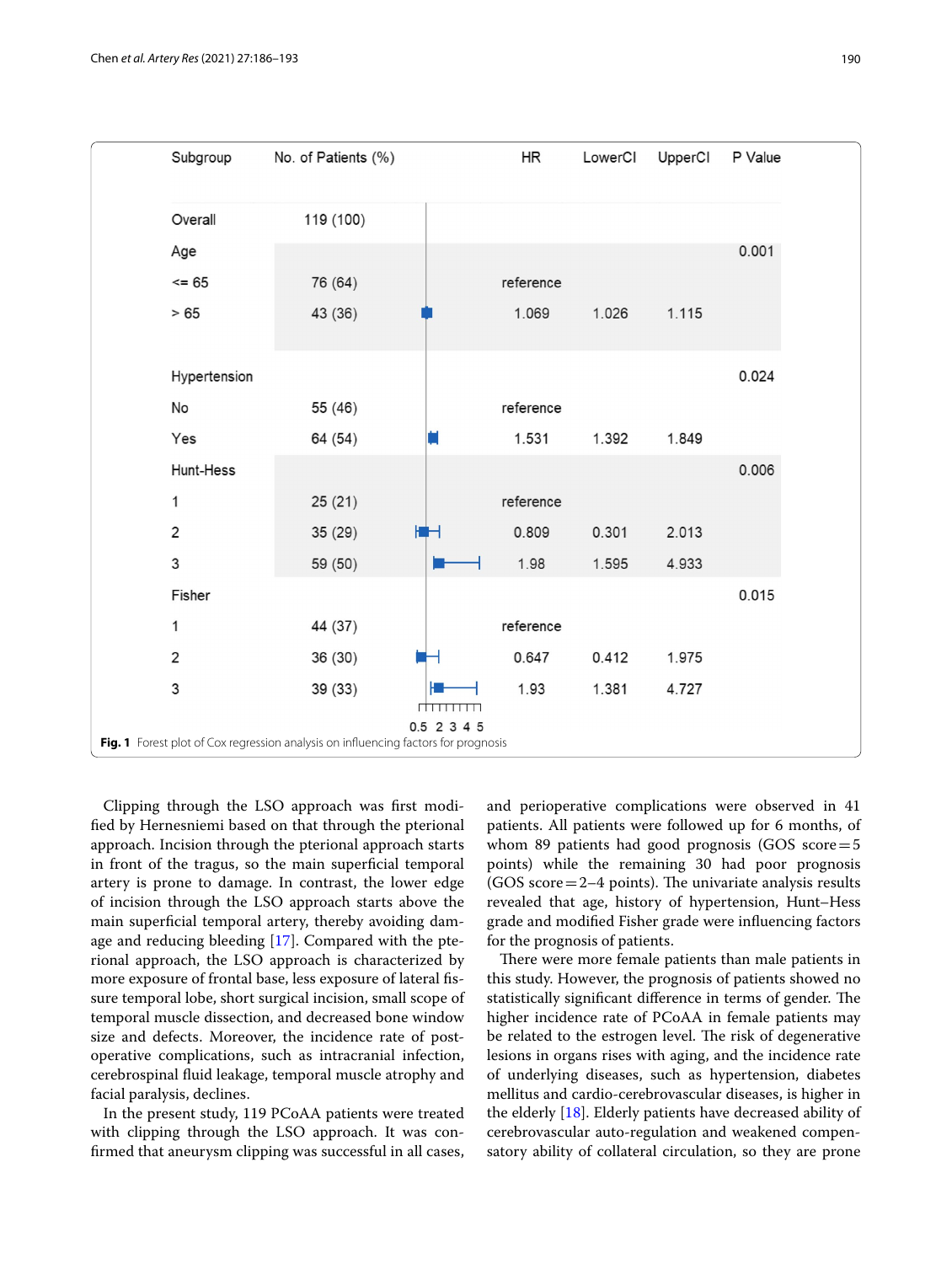| Subgroup | No. of Patients (%) | HR | LowerCI | UpperCI | P Value |
|---|---|---|---|---|---|
| Overall | 119 (100) | | | | |
| Age | | | | | 0.001 |
| <= 65 | 76 (64) | reference | | | |
| > 65 | 43 (36) | 1.069 | 1.026 | 1.115 | |
| Hypertension | | | | | 0.024 |
| No | 55 (46) | reference | | | |
| Yes | 64 (54) | 1.531 | 1.392 | 1.849 | |
| Hunt-Hess | | | | | 0.006 |
| 1 | 25 (21) | reference | | | |
| 2 | 35 (29) | 0.809 | 0.301 | 2.013 | |
| 3 | 59 (50) | 1.98 | 1.595 | 4.933 | |
| Fisher | | | | | 0.015 |
| 1 | 44 (37) | reference | | | |
| 2 | 36 (30) | 0.647 | 0.412 | 1.975 | |
| 3 | 39 (33) | 1.93 | 1.381 | 4.727 | |

**Fig. 1** Forest plot of Cox regression analysis on influencing factors for prognosis

Clipping through the LSO approach was first modified by Hernesniemi based on that through the pterional approach. Incision through the pterional approach starts in front of the tragus, so the main superficial temporal artery is prone to damage. In contrast, the lower edge of incision through the LSO approach starts above the main superficial temporal artery, thereby avoiding damage and reducing bleeding [17]. Compared with the pterional approach, the LSO approach is characterized by more exposure of frontal base, less exposure of lateral fissure temporal lobe, short surgical incision, small scope of temporal muscle dissection, and decreased bone window size and defects. Moreover, the incidence rate of postoperative complications, such as intracranial infection, cerebrospinal fluid leakage, temporal muscle atrophy and facial paralysis, declines.

In the present study, 119 PCoAA patients were treated with clipping through the LSO approach. It was confirmed that aneurysm clipping was successful in all cases, and perioperative complications were observed in 41 patients. All patients were followed up for 6 months, of whom 89 patients had good prognosis (GOS score = 5 points) while the remaining 30 had poor prognosis (GOS score = 2–4 points). The univariate analysis results revealed that age, history of hypertension, Hunt–Hess grade and modified Fisher grade were influencing factors for the prognosis of patients.

There were more female patients than male patients in this study. However, the prognosis of patients showed no statistically significant difference in terms of gender. The higher incidence rate of PCoAA in female patients may be related to the estrogen level. The risk of degenerative lesions in organs rises with aging, and the incidence rate of underlying diseases, such as hypertension, diabetes mellitus and cardio-cerebrovascular diseases, is higher in the elderly [18]. Elderly patients have decreased ability of cerebrovascular auto-regulation and weakened compensatory ability of collateral circulation, so they are prone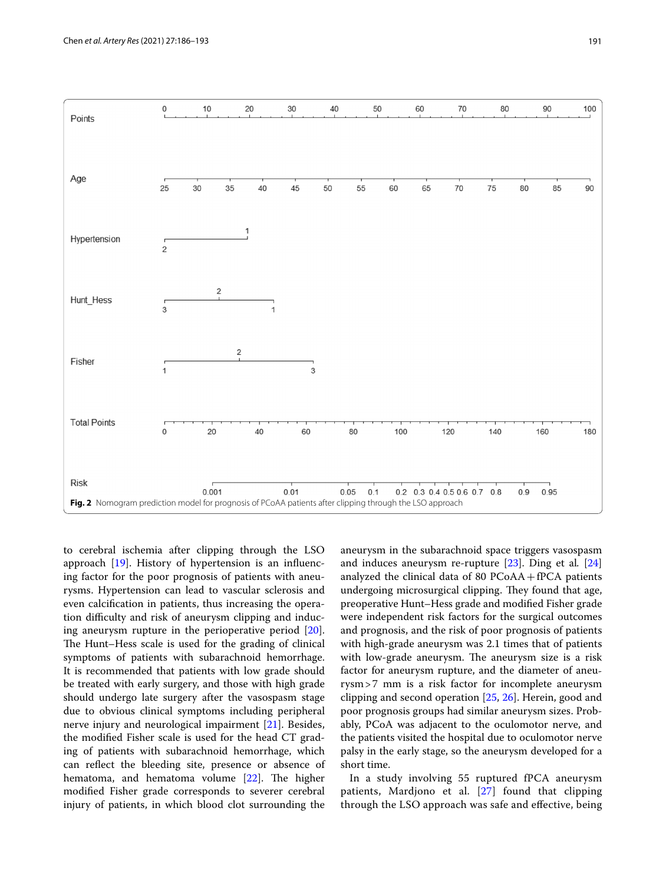Fig. 2 Nomogram prediction model for prognosis of PCoAA patients after clipping through the LSO approach

to cerebral ischemia after clipping through the LSO approach [19]. History of hypertension is an influencing factor for the poor prognosis of patients with aneurysms. Hypertension can lead to vascular sclerosis and even calcification in patients, thus increasing the operation difficulty and risk of aneurysm clipping and inducing aneurysm rupture in the perioperative period [20]. The Hunt–Hess scale is used for the grading of clinical symptoms of patients with subarachnoid hemorrhage. It is recommended that patients with low grade should be treated with early surgery, and those with high grade should undergo late surgery after the vasospasm stage due to obvious clinical symptoms including peripheral nerve injury and neurological impairment [21]. Besides, the modified Fisher scale is used for the head CT grading of patients with subarachnoid hemorrhage, which can reflect the bleeding site, presence or absence of hematoma, and hematoma volume [22]. The higher modified Fisher grade corresponds to severer cerebral injury of patients, in which blood clot surrounding the aneurysm in the subarachnoid space triggers vasospasm and induces aneurysm re-rupture [23]. Ding et al. [24] analyzed the clinical data of 80 PCoAA + fPCA patients undergoing microsurgical clipping. They found that age, preoperative Hunt–Hess grade and modified Fisher grade were independent risk factors for the surgical outcomes and prognosis, and the risk of poor prognosis of patients with high-grade aneurysm was 2.1 times that of patients with low-grade aneurysm. The aneurysm size is a risk factor for aneurysm rupture, and the diameter of aneurysm > 7 mm is a risk factor for incomplete aneurysm clipping and second operation [25, 26]. Herein, good and poor prognosis groups had similar aneurysm sizes. Probably, PCoA was adjacent to the oculomotor nerve, and the patients visited the hospital due to oculomotor nerve palsy in the early stage, so the aneurysm developed for a short time.

In a study involving 55 ruptured fPCA aneurysm patients, Mardjono et al. [27] found that clipping through the LSO approach was safe and effective, being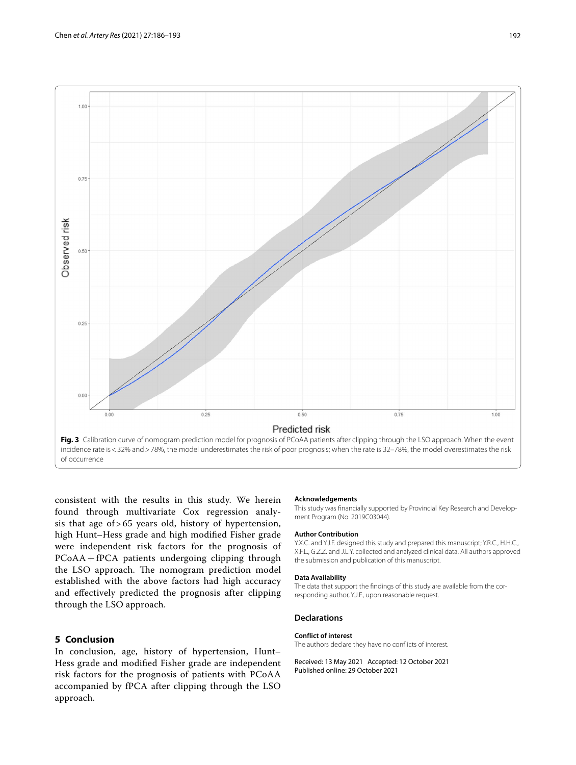Fig. 3 Calibration curve of nomogram prediction model for prognosis of PCoAA patients after clipping through the LSO approach. When the event incidence rate is < 32% and > 78%, the model underestimates the risk of poor prognosis; when the rate is 32–78%, the model overestimates the risk of occurrence

consistent with the results in this study. We herein found through multivariate Cox regression analysis that age of > 65 years old, history of hypertension, high Hunt–Hess grade and high modified Fisher grade were independent risk factors for the prognosis of PCoAA + fPCA patients undergoing clipping through the LSO approach. The nomogram prediction model established with the above factors had high accuracy and effectively predicted the prognosis after clipping through the LSO approach.

## 5 Conclusion

In conclusion, age, history of hypertension, Hunt–Hess grade and modified Fisher grade are independent risk factors for the prognosis of patients with PCoAA accompanied by fPCA after clipping through the LSO approach.

#### Acknowledgements

This study was financially supported by Provincial Key Research and Development Program (No. 2019C03044).

#### Author Contribution

Y.X.C. and Y.J.F. designed this study and prepared this manuscript; Y.R.C., H.H.C., X.F.L., G.Z.Z. and J.L.Y. collected and analyzed clinical data. All authors approved the submission and publication of this manuscript.

#### Data Availability

The data that support the findings of this study are available from the corresponding author, Y.J.F., upon reasonable request.

### Declarations

#### Conflict of interest

The authors declare they have no conflicts of interest.

Received: 13 May 2021 Accepted: 12 October 2021
Published online: 29 October 2021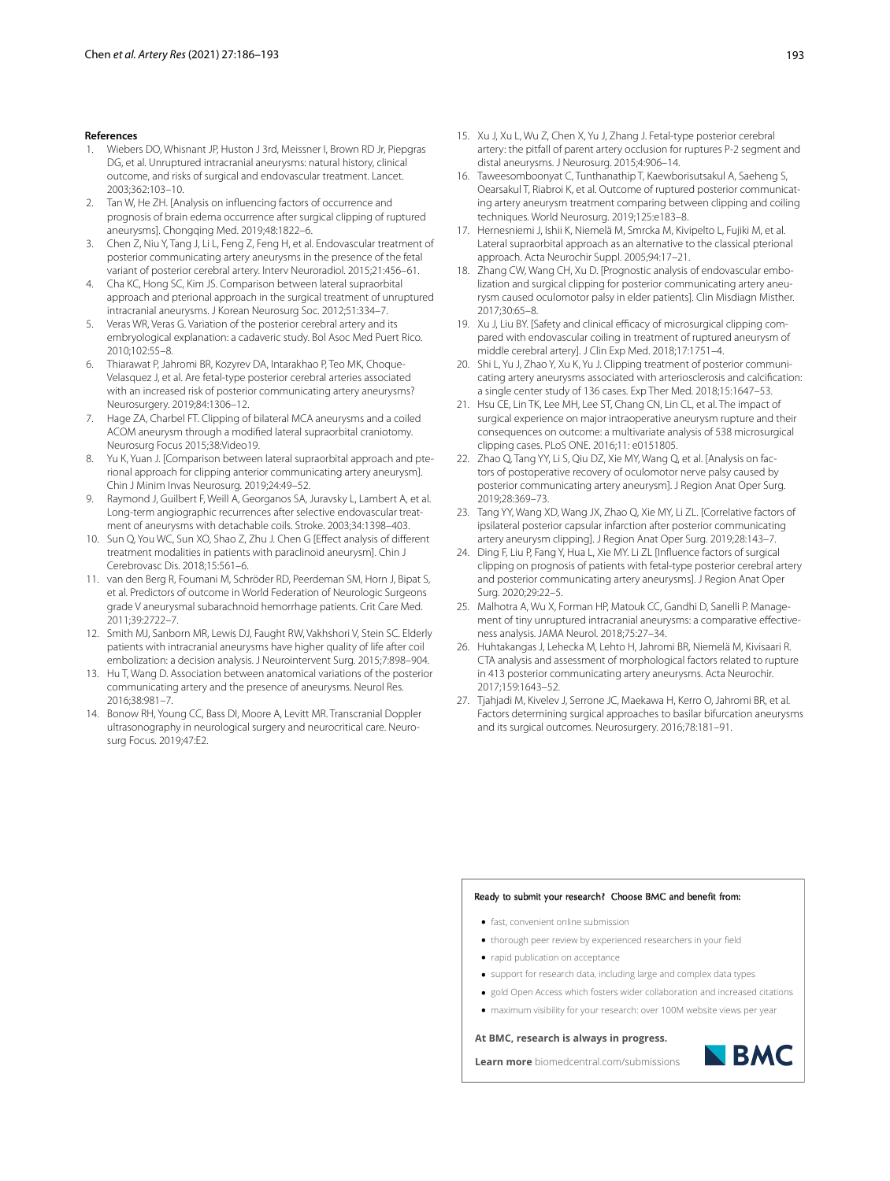## References

1. Wiebers DO, Whisnant JP, Huston J 3rd, Meissner I, Brown RD Jr, Piepgras DG, et al. Unruptured intracranial aneurysms: natural history, clinical outcome, and risks of surgical and endovascular treatment. Lancet. 2003;362:103–10.
2. Tan W, He ZH. [Analysis on influencing factors of occurrence and prognosis of brain edema occurrence after surgical clipping of ruptured aneurysms]. Chongqing Med. 2019;48:1822–6.
3. Chen Z, Niu Y, Tang J, Li L, Feng Z, Feng H, et al. Endovascular treatment of posterior communicating artery aneurysms in the presence of the fetal variant of posterior cerebral artery. Interv Neuroradiol. 2015;21:456–61.
4. Cha KC, Hong SC, Kim JS. Comparison between lateral supraorbital approach and pterional approach in the surgical treatment of unruptured intracranial aneurysms. J Korean Neurosurg Soc. 2012;51:334–7.
5. Veras WR, Veras G. Variation of the posterior cerebral artery and its embryological explanation: a cadaveric study. Bol Asoc Med Puert Rico. 2010;102:55–8.
6. Thiarawat P, Jahromi BR, Kozyrev DA, Intarakhao P, Teo MK, Choque-Velasquez J, et al. Are fetal-type posterior cerebral arteries associated with an increased risk of posterior communicating artery aneurysms? Neurosurgery. 2019;84:1306–12.
7. Hage ZA, Charbel FT. Clipping of bilateral MCA aneurysms and a coiled ACOM aneurysm through a modified lateral supraorbital craniotomy. Neurosurg Focus 2015;38:Video19.
8. Yu K, Yuan J. [Comparison between lateral supraorbital approach and pterional approach for clipping anterior communicating artery aneurysm]. Chin J Minim Invas Neurosurg. 2019;24:49–52.
9. Raymond J, Guilbert F, Weill A, Georganos SA, Juravsky L, Lambert A, et al. Long-term angiographic recurrences after selective endovascular treatment of aneurysms with detachable coils. Stroke. 2003;34:1398–403.
10. Sun Q, You WC, Sun XO, Shao Z, Zhu J. Chen G [Effect analysis of different treatment modalities in patients with paraclinoid aneurysm]. Chin J Cerebrovasc Dis. 2018;15:561–6.
11. van den Berg R, Foumani M, Schröder RD, Peerdeman SM, Horn J, Bipat S, et al. Predictors of outcome in World Federation of Neurologic Surgeons grade V aneurysmal subarachnoid hemorrhage patients. Crit Care Med. 2011;39:2722–7.
12. Smith MJ, Sanborn MR, Lewis DJ, Faught RW, Vakhshori V, Stein SC. Elderly patients with intracranial aneurysms have higher quality of life after coil embolization: a decision analysis. J Neurointervent Surg. 2015;7:898–904.
13. Hu T, Wang D. Association between anatomical variations of the posterior communicating artery and the presence of aneurysms. Neurol Res. 2016;38:981–7.
14. Bonow RH, Young CC, Bass DI, Moore A, Levitt MR. Transcranial Doppler ultrasonography in neurological surgery and neurocritical care. Neurosurg Focus. 2019;47:E2.
15. Xu J, Xu L, Wu Z, Chen X, Yu J, Zhang J. Fetal-type posterior cerebral artery: the pitfall of parent artery occlusion for ruptures P-2 segment and distal aneurysms. J Neurosurg. 2015;4:906–14.
16. Taweesomboonyat C, Tunthanathip T, Kaewborisutsakul A, Saeheng S, Oearsakul T, Riabroi K, et al. Outcome of ruptured posterior communicating artery aneurysm treatment comparing between clipping and coiling techniques. World Neurosurg. 2019;125:e183–8.
17. Hernesniemi J, Ishii K, Niemelä M, Smrcka M, Kivipelto L, Fujiki M, et al. Lateral supraorbital approach as an alternative to the classical pterional approach. Acta Neurochir Suppl. 2005;94:17–21.
18. Zhang CW, Wang CH, Xu D. [Prognostic analysis of endovascular embolization and surgical clipping for posterior communicating artery aneurysm caused oculomotor palsy in elder patients]. Clin Misdiagn Misther. 2017;30:65–8.
19. Xu J, Liu BY. [Safety and clinical efficacy of microsurgical clipping compared with endovascular coiling in treatment of ruptured aneurysm of middle cerebral artery]. J Clin Exp Med. 2018;17:1751–4.
20. Shi L, Yu J, Zhao Y, Xu K, Yu J. Clipping treatment of posterior communicating artery aneurysms associated with arteriosclerosis and calcification: a single center study of 136 cases. Exp Ther Med. 2018;15:1647–53.
21. Hsu CE, Lin TK, Lee MH, Lee ST, Chang CN, Lin CL, et al. The impact of surgical experience on major intraoperative aneurysm rupture and their consequences on outcome: a multivariate analysis of 538 microsurgical clipping cases. PLoS ONE. 2016;11: e0151805.
22. Zhao Q, Tang YY, Li S, Qiu DZ, Xie MY, Wang Q, et al. [Analysis on factors of postoperative recovery of oculomotor nerve palsy caused by posterior communicating artery aneurysm]. J Region Anat Oper Surg. 2019;28:369–73.
23. Tang YY, Wang XD, Wang JX, Zhao Q, Xie MY, Li ZL. [Correlative factors of ipsilateral posterior capsular infarction after posterior communicating artery aneurysm clipping]. J Region Anat Oper Surg. 2019;28:143–7.
24. Ding F, Liu P, Fang Y, Hua L, Xie MY. Li ZL [Influence factors of surgical clipping on prognosis of patients with fetal-type posterior cerebral artery and posterior communicating artery aneurysms]. J Region Anat Oper Surg. 2020;29:22–5.
25. Malhotra A, Wu X, Forman HP, Matouk CC, Gandhi D, Sanelli P. Management of tiny unruptured intracranial aneurysms: a comparative effectiveness analysis. JAMA Neurol. 2018;75:27–34.
26. Huhtakangas J, Lehecka M, Lehto H, Jahromi BR, Niemelä M, Kivisaari R. CTA analysis and assessment of morphological factors related to rupture in 413 posterior communicating artery aneurysms. Acta Neurochir. 2017;159:1643–52.
27. Tjahjadi M, Kivelev J, Serrone JC, Maekawa H, Kerro O, Jahromi BR, et al. Factors determining surgical approaches to basilar bifurcation aneurysms and its surgical outcomes. Neurosurgery. 2016;78:181–91.

Ready to submit your research? Choose BMC and benefit from:

- fast, convenient online submission
- thorough peer review by experienced researchers in your field
- rapid publication on acceptance
- support for research data, including large and complex data types
- gold Open Access which fosters wider collaboration and increased citations
- maximum visibility for your research: over 100M website views per year

**At BMC, research is always in progress.**

**Learn more** biomedcentral.com/submissions

BMC